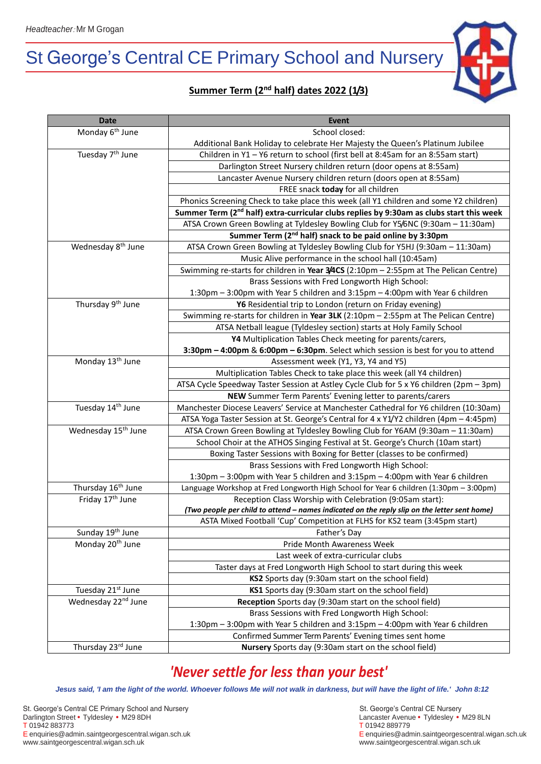*Headteacher:* Mr M Grogan

# St George's Central CE Primary School and Nursery

## Summer Term (2nd half) dates 2022 (1/3)

| Date | Event |
|---|---|
| Monday 6th June | School closed:<br>Additional Bank Holiday to celebrate Her Majesty the Queen's Platinum Jubilee |
| Tuesday 7th June | Children in Y1 – Y6 return to school (first bell at 8:45am for an 8:55am start) |
| | Darlington Street Nursery children return (door opens at 8:55am) |
| | Lancaster Avenue Nursery children return (doors open at 8:55am) |
| | FREE snack **today** for all children |
| | Phonics Screening Check to take place this week (all Y1 children and some Y2 children) |
| | **Summer Term (2nd half) extra-curricular clubs replies by 9:30am as clubs start this week** |
| | ATSA Crown Green Bowling at Tyldesley Bowling Club for Y5/6NC (9:30am – 11:30am) |
| | **Summer Term (2nd half) snack to be paid online by 3:30pm** |
| Wednesday 8th June | ATSA Crown Green Bowling at Tyldesley Bowling Club for Y5HJ (9:30am – 11:30am) |
| | Music Alive performance in the school hall (10:45am) |
| | Swimming re-starts for children in **Year 3/4CS** (2:10pm – 2:55pm at The Pelican Centre) |
| | Brass Sessions with Fred Longworth High School:<br>1:30pm – 3:00pm with Year 5 children and 3:15pm – 4:00pm with Year 6 children |
| Thursday 9th June | **Y6** Residential trip to London (return on Friday evening) |
| | Swimming re-starts for children in **Year 3LK** (2:10pm – 2:55pm at The Pelican Centre) |
| | ATSA Netball league (Tyldesley section) starts at Holy Family School |
| | **Y4** Multiplication Tables Check meeting for parents/carers,<br>**3:30pm – 4:00pm** & **6:00pm – 6:30pm**. Select which session is best for you to attend |
| Monday 13th June | Assessment week (Y1, Y3, Y4 and Y5) |
| | Multiplication Tables Check to take place this week (all Y4 children) |
| | ATSA Cycle Speedway Taster Session at Astley Cycle Club for 5 x Y6 children (2pm – 3pm) |
| | **NEW** Summer Term Parents' Evening letter to parents/carers |
| Tuesday 14th June | Manchester Diocese Leavers' Service at Manchester Cathedral for Y6 children (10:30am) |
| | ATSA Yoga Taster Session at St. George's Central for 4 x Y1/Y2 children (4pm – 4:45pm) |
| Wednesday 15th June | ATSA Crown Green Bowling at Tyldesley Bowling Club for Y6AM (9:30am – 11:30am) |
| | School Choir at the ATHOS Singing Festival at St. George's Church (10am start) |
| | Boxing Taster Sessions with Boxing for Better (classes to be confirmed) |
| | Brass Sessions with Fred Longworth High School:<br>1:30pm – 3:00pm with Year 5 children and 3:15pm – 4:00pm with Year 6 children |
| Thursday 16th June | Language Workshop at Fred Longworth High School for Year 6 children (1:30pm – 3:00pm) |
| Friday 17th June | Reception Class Worship with Celebration (9:05am start):<br>***(Two people per child to attend – names indicated on the reply slip on the letter sent home)*** |
| | ASTA Mixed Football 'Cup' Competition at FLHS for KS2 team (3:45pm start) |
| Sunday 19th June | Father's Day |
| Monday 20th June | Pride Month Awareness Week |
| | Last week of extra-curricular clubs |
| | Taster days at Fred Longworth High School to start during this week |
| | **KS2** Sports day (9:30am start on the school field) |
| Tuesday 21st June | **KS1** Sports day (9:30am start on the school field) |
| Wednesday 22nd June | **Reception** Sports day (9:30am start on the school field) |
| | Brass Sessions with Fred Longworth High School:<br>1:30pm – 3:00pm with Year 5 children and 3:15pm – 4:00pm with Year 6 children |
| | Confirmed Summer Term Parents' Evening times sent home |
| Thursday 23rd June | **Nursery** Sports day (9:30am start on the school field) |

***'Never settle for less than your best'***

***Jesus said, 'I am the light of the world. Whoever follows Me will not walk in darkness, but will have the light of life.' John 8:12***

St. George's Central CE Primary School and Nursery
Darlington Street • Tyldesley • M29 8DH
T 01942 883773
E enquiries@admin.saintgeorgescentral.wigan.sch.uk
www.saintgeorgescentral.wigan.sch.uk

St. George's Central CE Nursery
Lancaster Avenue • Tyldesley • M29 8LN
T 01942 889779
E enquiries@admin.saintgeorgescentral.wigan.sch.uk
www.saintgeorgescentral.wigan.sch.uk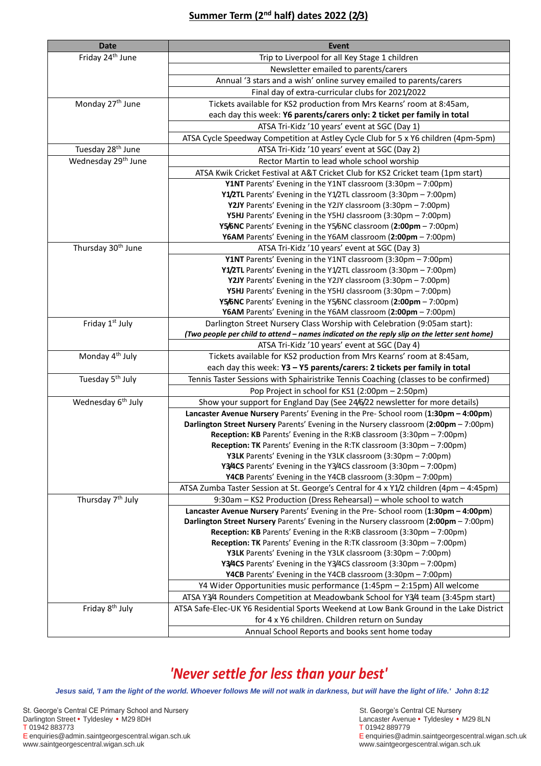# Summer Term (2nd half) dates 2022 (2/3)

| Date | Event |
|---|---|
| Friday 24th June | Trip to Liverpool for all Key Stage 1 children |
| | Newsletter emailed to parents/carers |
| | Annual '3 stars and a wish' online survey emailed to parents/carers |
| | Final day of extra-curricular clubs for 2021/2022 |
| Monday 27th June | Tickets available for KS2 production from Mrs Kearns' room at 8:45am, each day this week: **Y6 parents/carers only: 2 ticket per family in total** |
| | ATSA Tri-Kidz '10 years' event at SGC (Day 1) |
| | ATSA Cycle Speedway Competition at Astley Cycle Club for 5 x Y6 children (4pm-5pm) |
| Tuesday 28th June | ATSA Tri-Kidz '10 years' event at SGC (Day 2) |
| Wednesday 29th June | Rector Martin to lead whole school worship |
| | ATSA Kwik Cricket Festival at A&T Cricket Club for KS2 Cricket team (1pm start) |
| | **Y1NT** Parents' Evening in the Y1NT classroom (3:30pm – 7:00pm)<br>**Y1/2TL** Parents' Evening in the Y1/2TL classroom (3:30pm – 7:00pm)<br>**Y2JY** Parents' Evening in the Y2JY classroom (3:30pm – 7:00pm)<br>**Y5HJ** Parents' Evening in the Y5HJ classroom (3:30pm – 7:00pm)<br>**Y5/6NC** Parents' Evening in the Y5/6NC classroom (**2:00pm** – 7:00pm)<br>**Y6AM** Parents' Evening in the Y6AM classroom (**2:00pm** – 7:00pm) |
| Thursday 30th June | ATSA Tri-Kidz '10 years' event at SGC (Day 3) |
| | **Y1NT** Parents' Evening in the Y1NT classroom (3:30pm – 7:00pm)<br>**Y1/2TL** Parents' Evening in the Y1/2TL classroom (3:30pm – 7:00pm)<br>**Y2JY** Parents' Evening in the Y2JY classroom (3:30pm – 7:00pm)<br>**Y5HJ** Parents' Evening in the Y5HJ classroom (3:30pm – 7:00pm)<br>**Y5/6NC** Parents' Evening in the Y5/6NC classroom (**2:00pm** – 7:00pm)<br>**Y6AM** Parents' Evening in the Y6AM classroom (**2:00pm** – 7:00pm) |
| Friday 1st July | Darlington Street Nursery Class Worship with Celebration (9:05am start):<br>***(Two people per child to attend – names indicated on the reply slip on the letter sent home)*** |
| | ATSA Tri-Kidz '10 years' event at SGC (Day 4) |
| Monday 4th July | Tickets available for KS2 production from Mrs Kearns' room at 8:45am, each day this week: **Y3 – Y5 parents/carers: 2 tickets per family in total** |
| Tuesday 5th July | Tennis Taster Sessions with Sphairistrike Tennis Coaching (classes to be confirmed) |
| | Pop Project in school for KS1 (2:00pm – 2:50pm) |
| Wednesday 6th July | Show your support for England Day (See 24/6/22 newsletter for more details) |
| | **Lancaster Avenue Nursery** Parents' Evening in the Pre- School room (**1:30pm – 4:00pm**)<br>**Darlington Street Nursery** Parents' Evening in the Nursery classroom (**2:00pm** – 7:00pm)<br>**Reception: KB** Parents' Evening in the R:KB classroom (3:30pm – 7:00pm)<br>**Reception: TK** Parents' Evening in the R:TK classroom (3:30pm – 7:00pm)<br>**Y3LK** Parents' Evening in the Y3LK classroom (3:30pm – 7:00pm)<br>**Y3/4CS** Parents' Evening in the Y3/4CS classroom (3:30pm – 7:00pm)<br>**Y4CB** Parents' Evening in the Y4CB classroom (3:30pm – 7:00pm) |
| | ATSA Zumba Taster Session at St. George's Central for 4 x Y1/2 children (4pm – 4:45pm) |
| Thursday 7th July | 9:30am – KS2 Production (Dress Rehearsal) – whole school to watch |
| | **Lancaster Avenue Nursery** Parents' Evening in the Pre- School room (**1:30pm – 4:00pm**)<br>**Darlington Street Nursery** Parents' Evening in the Nursery classroom (**2:00pm** – 7:00pm)<br>**Reception: KB** Parents' Evening in the R:KB classroom (3:30pm – 7:00pm)<br>**Reception: TK** Parents' Evening in the R:TK classroom (3:30pm – 7:00pm)<br>**Y3LK** Parents' Evening in the Y3LK classroom (3:30pm – 7:00pm)<br>**Y3/4CS** Parents' Evening in the Y3/4CS classroom (3:30pm – 7:00pm)<br>**Y4CB** Parents' Evening in the Y4CB classroom (3:30pm – 7:00pm) |
| | Y4 Wider Opportunities music performance (1:45pm – 2:15pm) All welcome |
| | ATSA Y3/4 Rounders Competition at Meadowbank School for Y3/4 team (3:45pm start) |
| Friday 8th July | ATSA Safe-Elec-UK Y6 Residential Sports Weekend at Low Bank Ground in the Lake District for 4 x Y6 children. Children return on Sunday |
| | Annual School Reports and books sent home today |

## *'Never settle for less than your best'*

***Jesus said, 'I am the light of the world. Whoever follows Me will not walk in darkness, but will have the light of life.' John 8:12***

St. George's Central CE Primary School and Nursery
Darlington Street • Tyldesley • M29 8DH
T 01942 883773
E enquiries@admin.saintgeorgescentral.wigan.sch.uk
www.saintgeorgescentral.wigan.sch.uk

St. George's Central CE Nursery
Lancaster Avenue • Tyldesley • M29 8LN
T 01942 889779
E enquiries@admin.saintgeorgescentral.wigan.sch.uk
www.saintgeorgescentral.wigan.sch.uk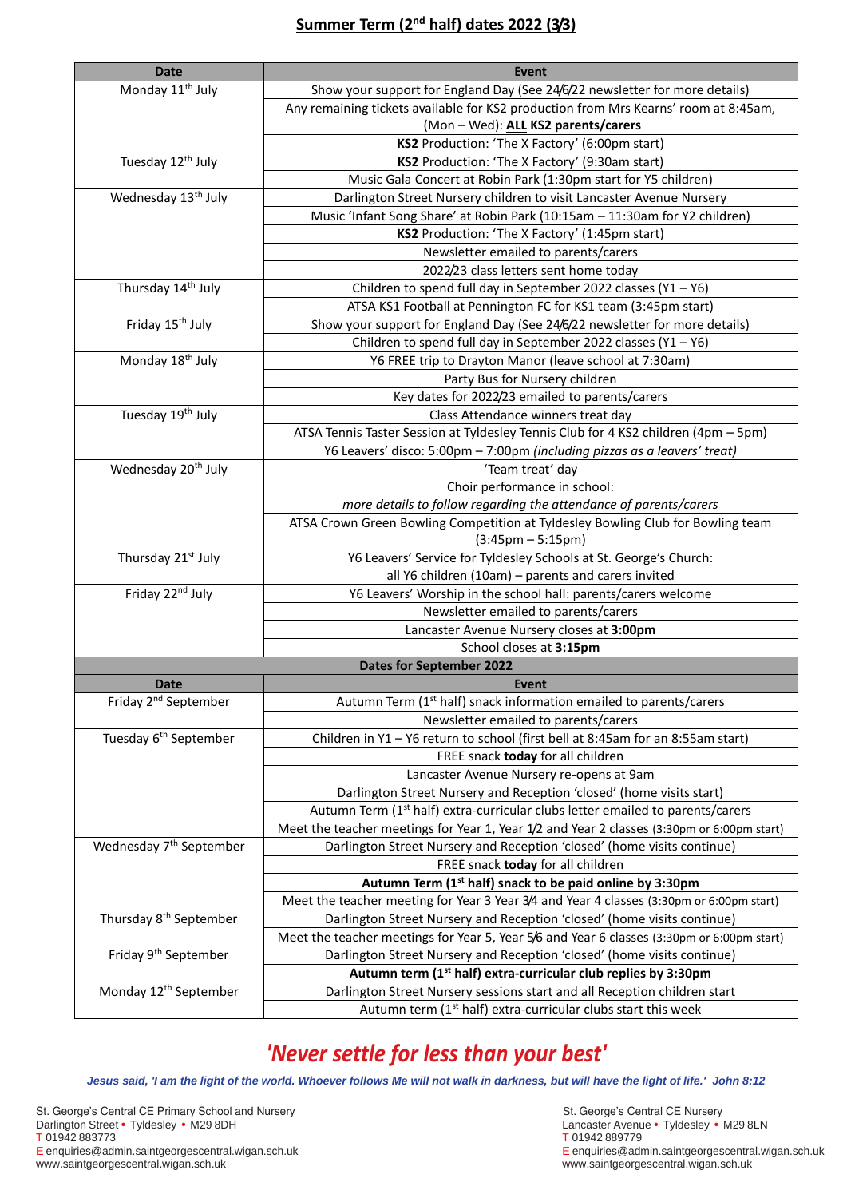## Summer Term (2nd half) dates 2022 (3/3)

| Date | Event |
|---|---|
| Monday 11th July | Show your support for England Day (See 24/6/22 newsletter for more details) |
| | Any remaining tickets available for KS2 production from Mrs Kearns' room at 8:45am, (Mon – Wed): **ALL KS2 parents/carers** |
| | **KS2** Production: 'The X Factory' (6:00pm start) |
| Tuesday 12th July | **KS2** Production: 'The X Factory' (9:30am start) |
| | Music Gala Concert at Robin Park (1:30pm start for Y5 children) |
| Wednesday 13th July | Darlington Street Nursery children to visit Lancaster Avenue Nursery |
| | Music 'Infant Song Share' at Robin Park (10:15am – 11:30am for Y2 children) |
| | **KS2** Production: 'The X Factory' (1:45pm start) |
| | Newsletter emailed to parents/carers |
| | 2022/23 class letters sent home today |
| Thursday 14th July | Children to spend full day in September 2022 classes (Y1 – Y6) |
| | ATSA KS1 Football at Pennington FC for KS1 team (3:45pm start) |
| Friday 15th July | Show your support for England Day (See 24/6/22 newsletter for more details) |
| | Children to spend full day in September 2022 classes (Y1 – Y6) |
| Monday 18th July | Y6 FREE trip to Drayton Manor (leave school at 7:30am) |
| | Party Bus for Nursery children |
| | Key dates for 2022/23 emailed to parents/carers |
| Tuesday 19th July | Class Attendance winners treat day |
| | ATSA Tennis Taster Session at Tyldesley Tennis Club for 4 KS2 children (4pm – 5pm) |
| | Y6 Leavers' disco: 5:00pm – 7:00pm *(including pizzas as a leavers' treat)* |
| Wednesday 20th July | 'Team treat' day |
| | Choir performance in school: *more details to follow regarding the attendance of parents/carers* |
| | ATSA Crown Green Bowling Competition at Tyldesley Bowling Club for Bowling team (3:45pm – 5:15pm) |
| Thursday 21st July | Y6 Leavers' Service for Tyldesley Schools at St. George's Church: all Y6 children (10am) – parents and carers invited |
| Friday 22nd July | Y6 Leavers' Worship in the school hall: parents/carers welcome |
| | Newsletter emailed to parents/carers |
| | Lancaster Avenue Nursery closes at **3:00pm** |
| | School closes at **3:15pm** |
| **Dates for September 2022** | |
| **Date** | **Event** |
| Friday 2nd September | Autumn Term (1st half) snack information emailed to parents/carers |
| | Newsletter emailed to parents/carers |
| Tuesday 6th September | Children in Y1 – Y6 return to school (first bell at 8:45am for an 8:55am start) |
| | FREE snack **today** for all children |
| | Lancaster Avenue Nursery re-opens at 9am |
| | Darlington Street Nursery and Reception 'closed' (home visits start) |
| | Autumn Term (1st half) extra-curricular clubs letter emailed to parents/carers |
| | Meet the teacher meetings for Year 1, Year 1/2 and Year 2 classes (3:30pm or 6:00pm start) |
| Wednesday 7th September | Darlington Street Nursery and Reception 'closed' (home visits continue) |
| | FREE snack **today** for all children |
| | **Autumn Term (1st half) snack to be paid online by 3:30pm** |
| | Meet the teacher meeting for Year 3 Year 3/4 and Year 4 classes (3:30pm or 6:00pm start) |
| Thursday 8th September | Darlington Street Nursery and Reception 'closed' (home visits continue) |
| | Meet the teacher meetings for Year 5, Year 5/6 and Year 6 classes (3:30pm or 6:00pm start) |
| Friday 9th September | Darlington Street Nursery and Reception 'closed' (home visits continue) |
| | **Autumn term (1st half) extra-curricular club replies by 3:30pm** |
| Monday 12th September | Darlington Street Nursery sessions start and all Reception children start |
| | Autumn term (1st half) extra-curricular clubs start this week |

*'Never settle for less than your best'*

*Jesus said, 'I am the light of the world. Whoever follows Me will not walk in darkness, but will have the light of life.' John 8:12*

St. George's Central CE Primary School and Nursery
Darlington Street • Tyldesley • M29 8DH
T 01942 883773
E enquiries@admin.saintgeorgescentral.wigan.sch.uk
www.saintgeorgescentral.wigan.sch.uk

St. George's Central CE Nursery
Lancaster Avenue • Tyldesley • M29 8LN
T 01942 889779
E enquiries@admin.saintgeorgescentral.wigan.sch.uk
www.saintgeorgescentral.wigan.sch.uk